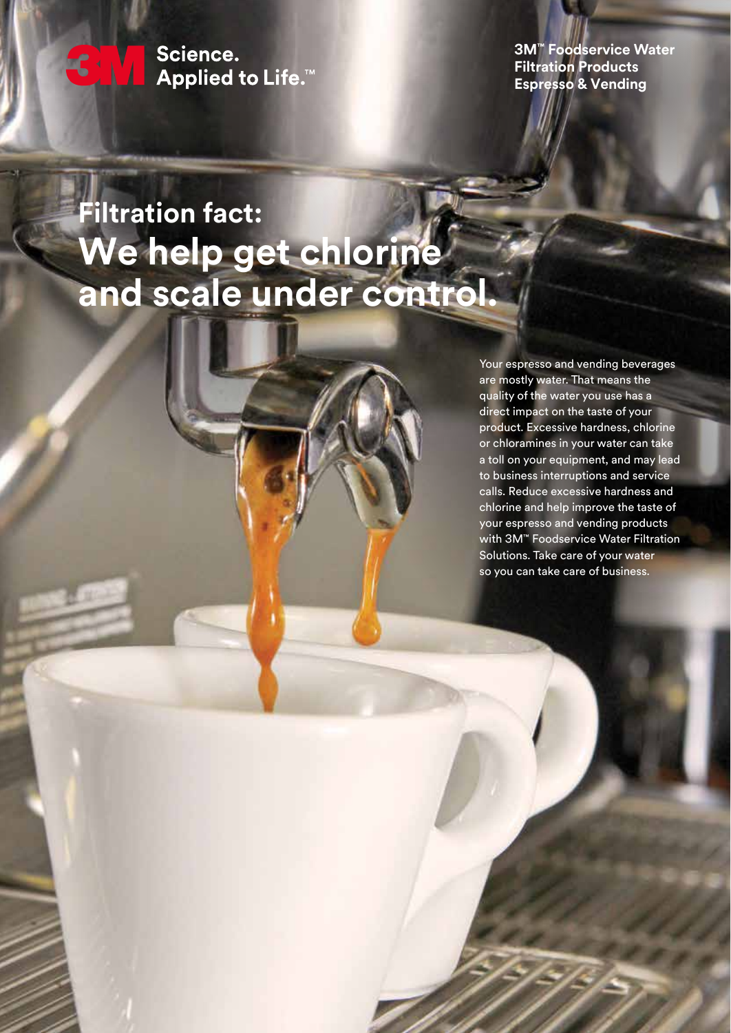3M Science. Applied to Life.™

**3M™ Foodservice Water Filtration Products Espresso & Vending**

# Filtration fact: We help get chlorine and scale under control.

Your espresso and vending beverages are mostly water. That means the quality of the water you use has a direct impact on the taste of your product. Excessive hardness, chlorine or chloramines in your water can take a toll on your equipment, and may lead to business interruptions and service calls. Reduce excessive hardness and chlorine and help improve the taste of your espresso and vending products with 3M™ Foodservice Water Filtration Solutions. Take care of your water so you can take care of business.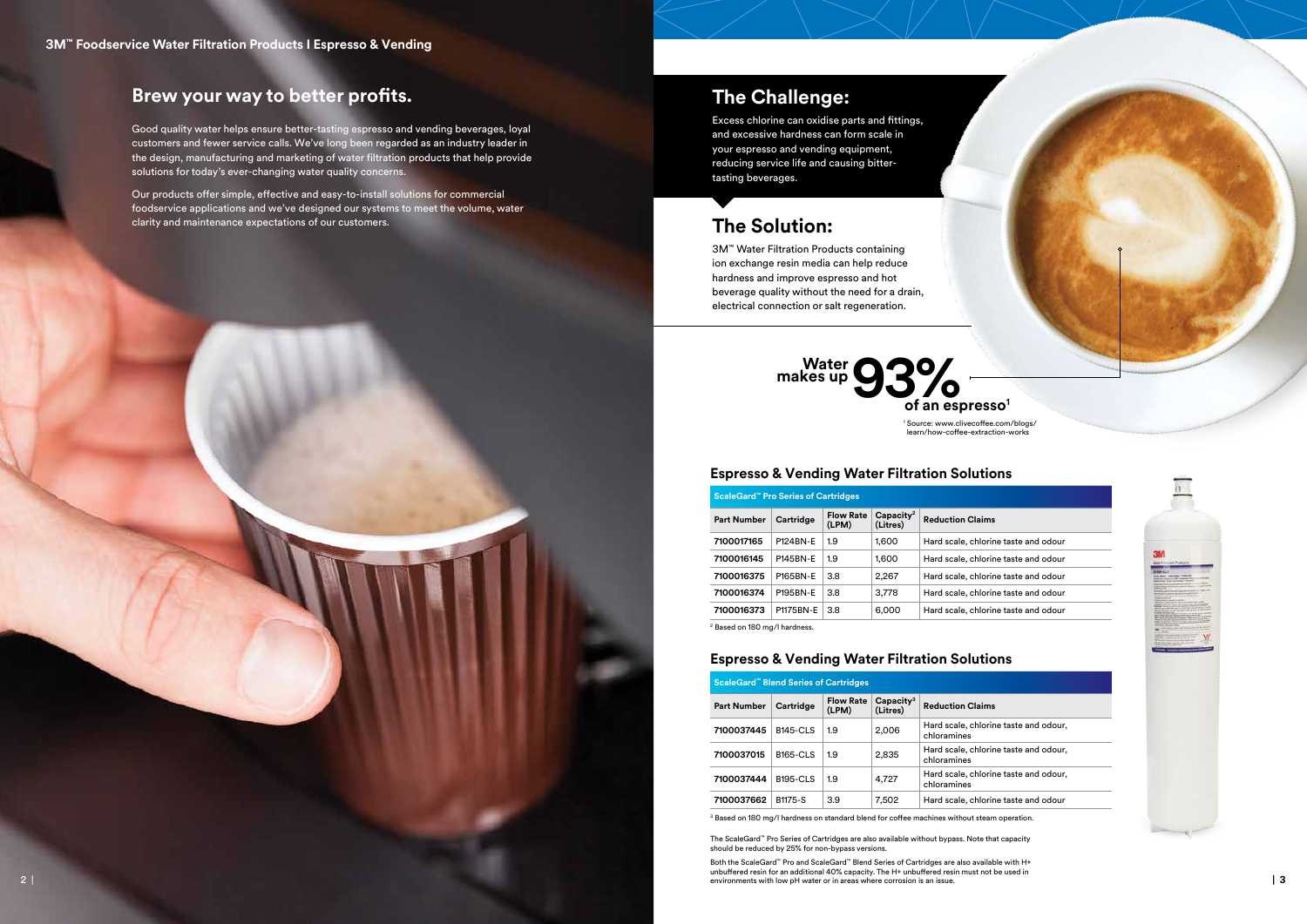## Brew your way to better profits.

Good quality water helps ensure better-tasting espresso and vending beverages, loyal customers and fewer service calls. We've long been regarded as an industry leader in the design, manufacturing and marketing of water filtration products that help provide solutions for today's ever-changing water quality concerns.

Our products offer simple, effective and easy-to-install solutions for commercial foodservice applications and we've designed our systems to meet the volume, water clarity and maintenance expectations of our customers.

## The Challenge:

Excess chlorine can oxidise parts and fittings, and excessive hardness can form scale in your espresso and vending equipment, reducing service life and causing bitter-tasting beverages.

## The Solution:

3M™ Water Filtration Products containing ion exchange resin media can help reduce hardness and improve espresso and hot beverage quality without the need for a drain, electrical connection or salt regeneration.

**Water makes up 93% of an espresso**[1]

[1] Source: www.clivecoffee.com/blogs/learn/how-coffee-extraction-works

### Espresso & Vending Water Filtration Solutions

**ScaleGard™ Pro Series of Cartridges**

| Part Number | Cartridge | Flow Rate (LPM) | Capacity[2] (Litres) | Reduction Claims |
|---|---|---|---|---|
| 7100017165 | P124BN-E | 1.9 | 1,600 | Hard scale, chlorine taste and odour |
| 7100016145 | P145BN-E | 1.9 | 1,600 | Hard scale, chlorine taste and odour |
| 7100016375 | P165BN-E | 3.8 | 2,267 | Hard scale, chlorine taste and odour |
| 7100016374 | P195BN-E | 3.8 | 3,778 | Hard scale, chlorine taste and odour |
| 7100016373 | P1175BN-E | 3.8 | 6,000 | Hard scale, chlorine taste and odour |

[2] Based on 180 mg/l hardness.

### Espresso & Vending Water Filtration Solutions

**ScaleGard™ Blend Series of Cartridges**

| Part Number | Cartridge | Flow Rate (LPM) | Capacity[3] (Litres) | Reduction Claims |
|---|---|---|---|---|
| 7100037445 | B145-CLS | 1.9 | 2,006 | Hard scale, chlorine taste and odour, chloramines |
| 7100037015 | B165-CLS | 1.9 | 2,835 | Hard scale, chlorine taste and odour, chloramines |
| 7100037444 | B195-CLS | 1.9 | 4,727 | Hard scale, chlorine taste and odour, chloramines |
| 7100037662 | B1175-S | 3.9 | 7,502 | Hard scale, chlorine taste and odour |

[3] Based on 180 mg/l hardness on standard blend for coffee machines without steam operation.

The ScaleGard™ Pro Series of Cartridges are also available without bypass. Note that capacity should be reduced by 25% for non-bypass versions.

Both the ScaleGard™ Pro and ScaleGard™ Blend Series of Cartridges are also available with H+ unbuffered resin for an additional 40% capacity. The H+ unbuffered resin must not be used in environments with low pH water or in areas where corrosion is an issue.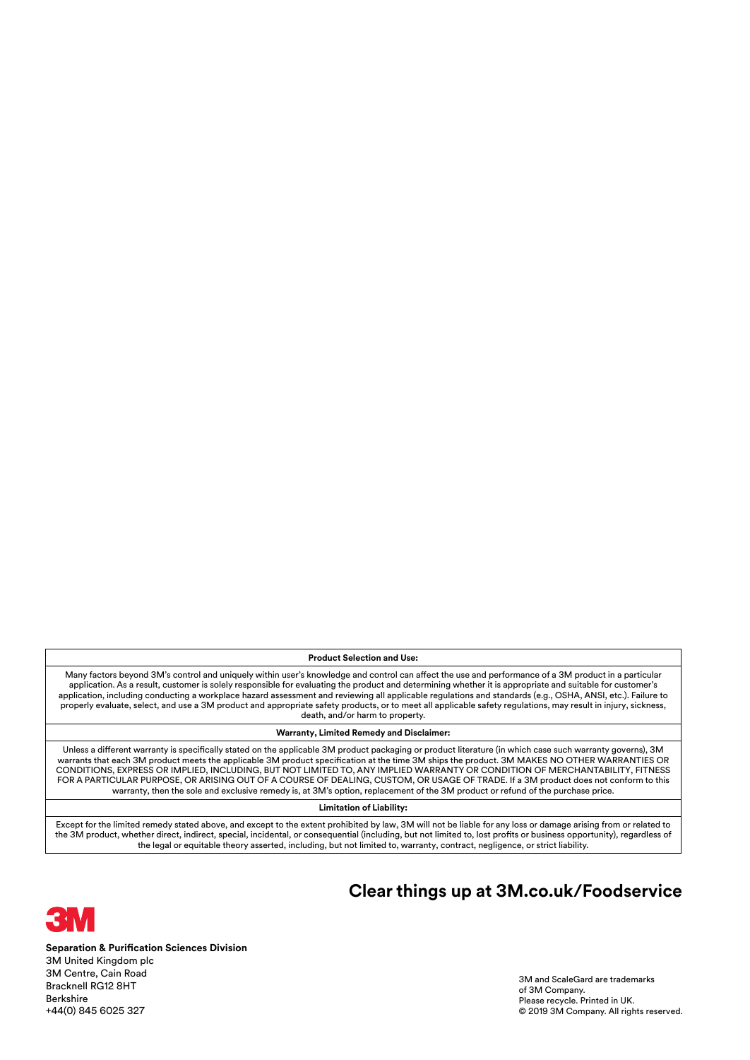**Product Selection and Use:**

Many factors beyond 3M's control and uniquely within user's knowledge and control can affect the use and performance of a 3M product in a particular application. As a result, customer is solely responsible for evaluating the product and determining whether it is appropriate and suitable for customer's application, including conducting a workplace hazard assessment and reviewing all applicable regulations and standards (e.g., OSHA, ANSI, etc.). Failure to properly evaluate, select, and use a 3M product and appropriate safety products, or to meet all applicable safety regulations, may result in injury, sickness, death, and/or harm to property.

**Warranty, Limited Remedy and Disclaimer:**

Unless a different warranty is specifically stated on the applicable 3M product packaging or product literature (in which case such warranty governs), 3M warrants that each 3M product meets the applicable 3M product specification at the time 3M ships the product. 3M MAKES NO OTHER WARRANTIES OR CONDITIONS, EXPRESS OR IMPLIED, INCLUDING, BUT NOT LIMITED TO, ANY IMPLIED WARRANTY OR CONDITION OF MERCHANTABILITY, FITNESS FOR A PARTICULAR PURPOSE, OR ARISING OUT OF A COURSE OF DEALING, CUSTOM, OR USAGE OF TRADE. If a 3M product does not conform to this warranty, then the sole and exclusive remedy is, at 3M's option, replacement of the 3M product or refund of the purchase price.

**Limitation of Liability:**

Except for the limited remedy stated above, and except to the extent prohibited by law, 3M will not be liable for any loss or damage arising from or related to the 3M product, whether direct, indirect, special, incidental, or consequential (including, but not limited to, lost profits or business opportunity), regardless of the legal or equitable theory asserted, including, but not limited to, warranty, contract, negligence, or strict liability.

## Clear things up at 3M.co.uk/Foodservice

3M

**Separation & Purification Sciences Division**
3M United Kingdom plc
3M Centre, Cain Road
Bracknell RG12 8HT
Berkshire
+44(0) 845 6025 327

3M and ScaleGard are trademarks of 3M Company.
Please recycle. Printed in UK.
© 2019 3M Company. All rights reserved.